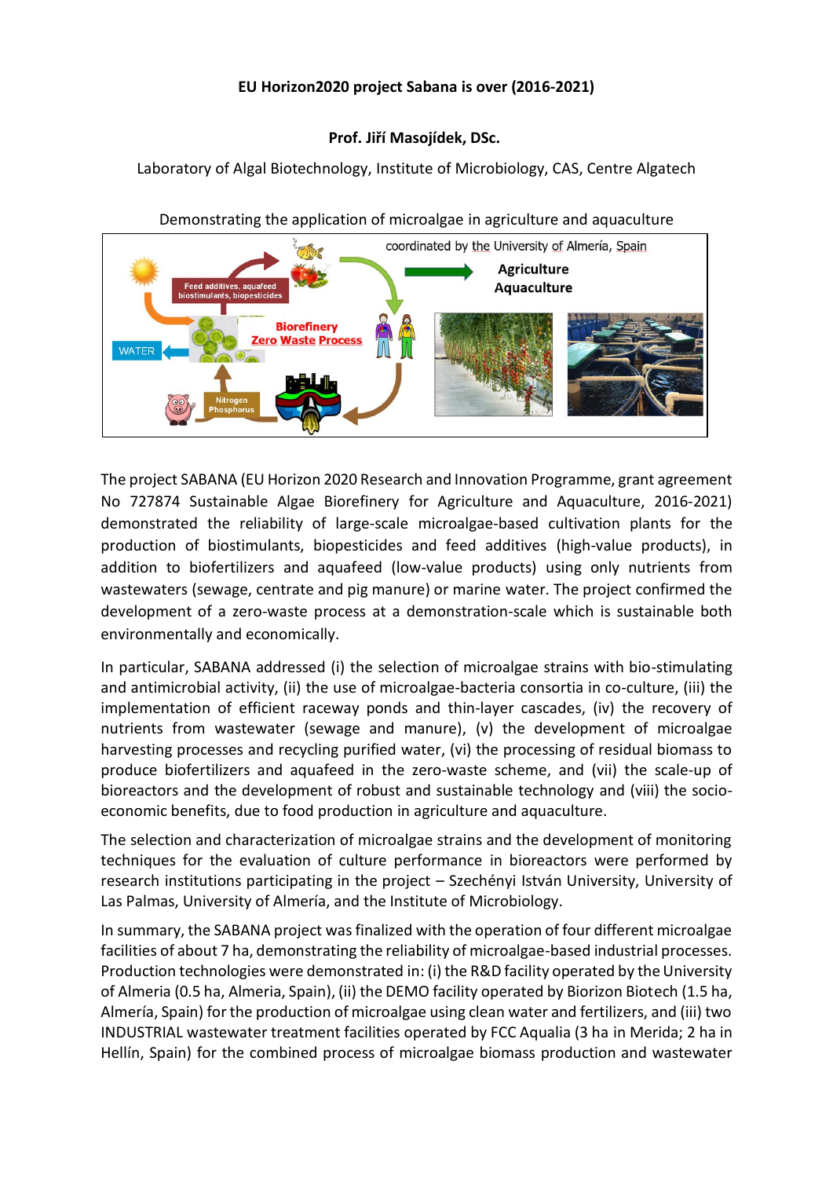**EU Horizon2020 project Sabana is over (2016-2021)**

**Prof. Jiří Masojídek, DSc.**

Laboratory of Algal Biotechnology, Institute of Microbiology, CAS, Centre Algatech

Demonstrating the application of microalgae in agriculture and aquaculture

The project SABANA (EU Horizon 2020 Research and Innovation Programme, grant agreement No 727874 Sustainable Algae Biorefinery for Agriculture and Aquaculture, 2016-2021) demonstrated the reliability of large-scale microalgae-based cultivation plants for the production of biostimulants, biopesticides and feed additives (high-value products), in addition to biofertilizers and aquafeed (low-value products) using only nutrients from wastewaters (sewage, centrate and pig manure) or marine water. The project confirmed the development of a zero-waste process at a demonstration-scale which is sustainable both environmentally and economically.

In particular, SABANA addressed (i) the selection of microalgae strains with bio-stimulating and antimicrobial activity, (ii) the use of microalgae-bacteria consortia in co-culture, (iii) the implementation of efficient raceway ponds and thin-layer cascades, (iv) the recovery of nutrients from wastewater (sewage and manure), (v) the development of microalgae harvesting processes and recycling purified water, (vi) the processing of residual biomass to produce biofertilizers and aquafeed in the zero-waste scheme, and (vii) the scale-up of bioreactors and the development of robust and sustainable technology and (viii) the socio-economic benefits, due to food production in agriculture and aquaculture.

The selection and characterization of microalgae strains and the development of monitoring techniques for the evaluation of culture performance in bioreactors were performed by research institutions participating in the project – Szechényi István University, University of Las Palmas, University of Almería, and the Institute of Microbiology.

In summary, the SABANA project was finalized with the operation of four different microalgae facilities of about 7 ha, demonstrating the reliability of microalgae-based industrial processes. Production technologies were demonstrated in: (i) the R&D facility operated by the University of Almeria (0.5 ha, Almeria, Spain), (ii) the DEMO facility operated by Biorizon Biotech (1.5 ha, Almería, Spain) for the production of microalgae using clean water and fertilizers, and (iii) two INDUSTRIAL wastewater treatment facilities operated by FCC Aqualia (3 ha in Merida; 2 ha in Hellín, Spain) for the combined process of microalgae biomass production and wastewater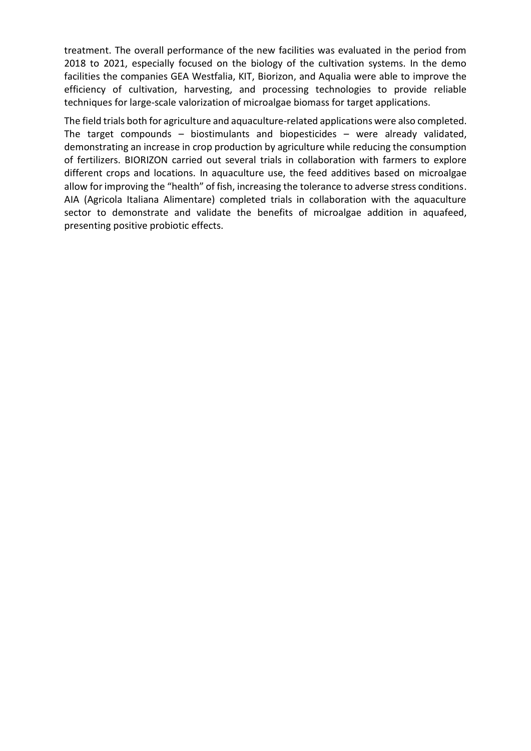treatment. The overall performance of the new facilities was evaluated in the period from 2018 to 2021, especially focused on the biology of the cultivation systems. In the demo facilities the companies GEA Westfalia, KIT, Biorizon, and Aqualia were able to improve the efficiency of cultivation, harvesting, and processing technologies to provide reliable techniques for large-scale valorization of microalgae biomass for target applications.

The field trials both for agriculture and aquaculture-related applications were also completed. The target compounds – biostimulants and biopesticides – were already validated, demonstrating an increase in crop production by agriculture while reducing the consumption of fertilizers. BIORIZON carried out several trials in collaboration with farmers to explore different crops and locations. In aquaculture use, the feed additives based on microalgae allow for improving the "health" of fish, increasing the tolerance to adverse stress conditions. AIA (Agricola Italiana Alimentare) completed trials in collaboration with the aquaculture sector to demonstrate and validate the benefits of microalgae addition in aquafeed, presenting positive probiotic effects.